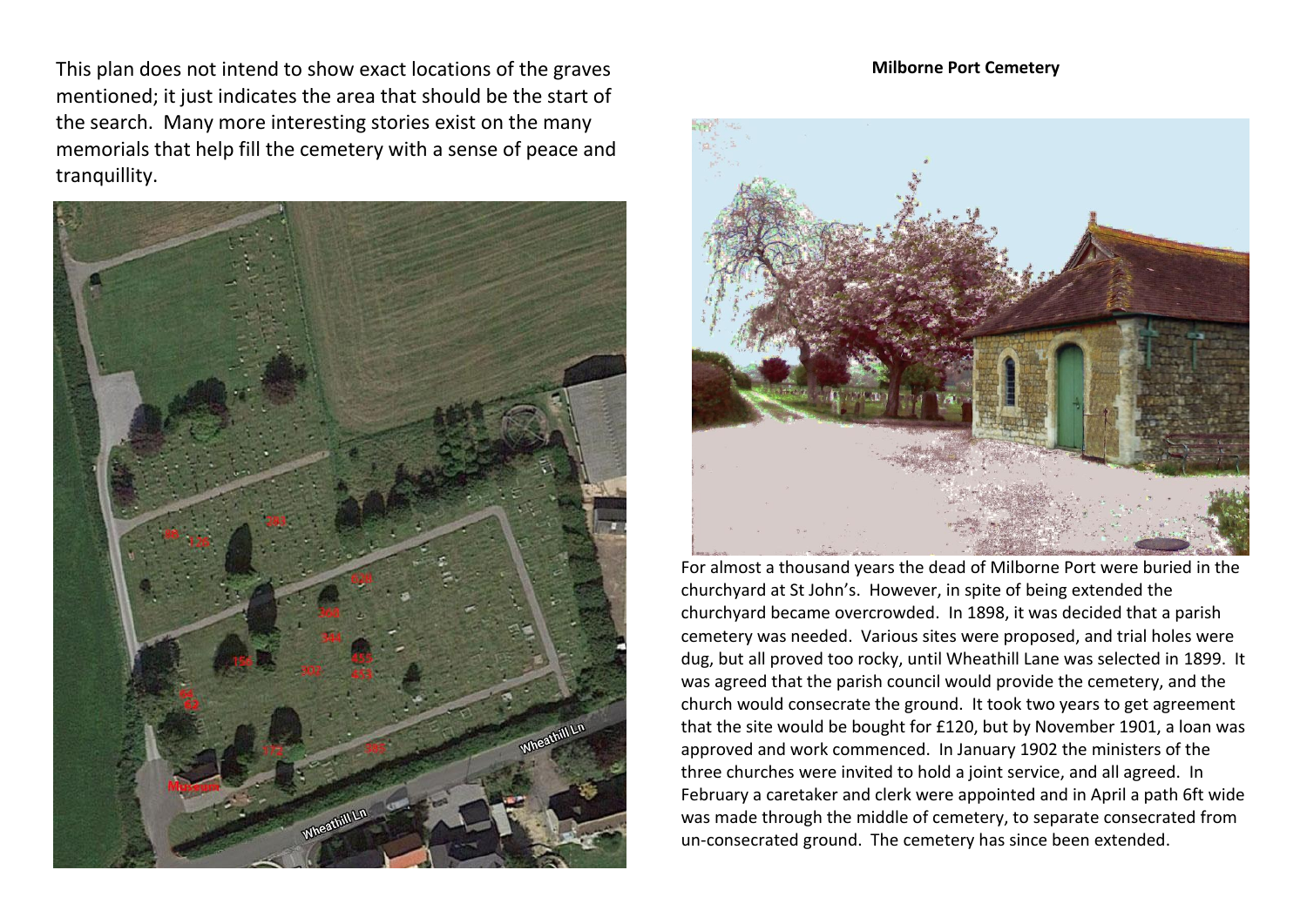This plan does not intend to show exact locations of the graves mentioned; it just indicates the area that should be the start of the search. Many more interesting stories exist on the many memorials that help fill the cemetery with a sense of peace and tranquillity.

## Milborne Port Cemetery

For almost a thousand years the dead of Milborne Port were buried in the churchyard at St John's. However, in spite of being extended the churchyard became overcrowded. In 1898, it was decided that a parish cemetery was needed. Various sites were proposed, and trial holes were dug, but all proved too rocky, until Wheathill Lane was selected in 1899. It was agreed that the parish council would provide the cemetery, and the church would consecrate the ground. It took two years to get agreement that the site would be bought for £120, but by November 1901, a loan was approved and work commenced. In January 1902 the ministers of the three churches were invited to hold a joint service, and all agreed. In February a caretaker and clerk were appointed and in April a path 6ft wide was made through the middle of cemetery, to separate consecrated from un-consecrated ground. The cemetery has since been extended.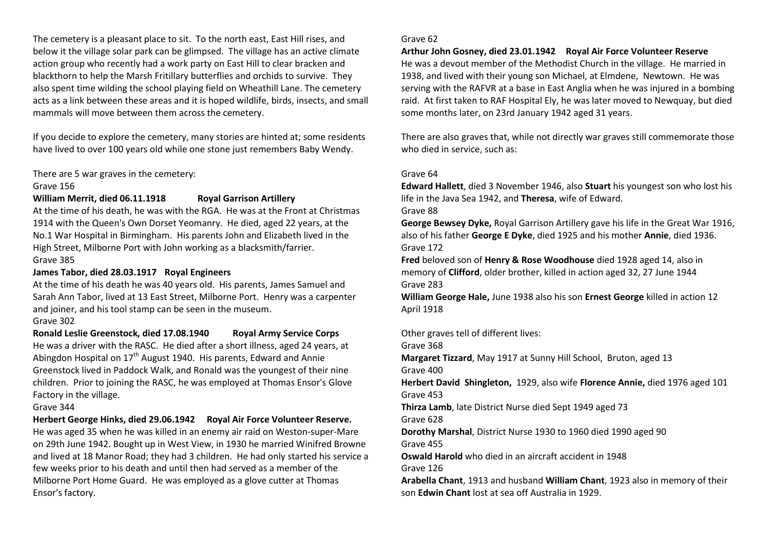The cemetery is a pleasant place to sit. To the north east, East Hill rises, and below it the village solar park can be glimpsed. The village has an active climate action group who recently had a work party on East Hill to clear bracken and blackthorn to help the Marsh Fritillary butterflies and orchids to survive. They also spent time wilding the school playing field on Wheathill Lane. The cemetery acts as a link between these areas and it is hoped wildlife, birds, insects, and small mammals will move between them across the cemetery.

If you decide to explore the cemetery, many stories are hinted at; some residents have lived to over 100 years old while one stone just remembers Baby Wendy.

There are 5 war graves in the cemetery:

Grave 156

**William Merrit, died 06.11.1918 Royal Garrison Artillery**

At the time of his death, he was with the RGA. He was at the Front at Christmas 1914 with the Queen's Own Dorset Yeomanry. He died, aged 22 years, at the No.1 War Hospital in Birmingham. His parents John and Elizabeth lived in the High Street, Milborne Port with John working as a blacksmith/farrier.

Grave 385

**James Tabor, died 28.03.1917 Royal Engineers**

At the time of his death he was 40 years old. His parents, James Samuel and Sarah Ann Tabor, lived at 13 East Street, Milborne Port. Henry was a carpenter and joiner, and his tool stamp can be seen in the museum.

Grave 302

**Ronald Leslie Greenstock, died 17.08.1940 Royal Army Service Corps**

He was a driver with the RASC. He died after a short illness, aged 24 years, at Abingdon Hospital on 17th August 1940. His parents, Edward and Annie Greenstock lived in Paddock Walk, and Ronald was the youngest of their nine children. Prior to joining the RASC, he was employed at Thomas Ensor's Glove Factory in the village.

Grave 344

**Herbert George Hinks, died 29.06.1942 Royal Air Force Volunteer Reserve.**

He was aged 35 when he was killed in an enemy air raid on Weston-super-Mare on 29th June 1942. Bought up in West View, in 1930 he married Winifred Browne and lived at 18 Manor Road; they had 3 children. He had only started his service a few weeks prior to his death and until then had served as a member of the Milborne Port Home Guard. He was employed as a glove cutter at Thomas Ensor's factory.

Grave 62

**Arthur John Gosney, died 23.01.1942 Royal Air Force Volunteer Reserve**

He was a devout member of the Methodist Church in the village. He married in 1938, and lived with their young son Michael, at Elmdene, Newtown. He was serving with the RAFVR at a base in East Anglia when he was injured in a bombing raid. At first taken to RAF Hospital Ely, he was later moved to Newquay, but died some months later, on 23rd January 1942 aged 31 years.

There are also graves that, while not directly war graves still commemorate those who died in service, such as:

Grave 64

**Edward Hallett**, died 3 November 1946, also **Stuart** his youngest son who lost his life in the Java Sea 1942, and **Theresa**, wife of Edward.

Grave 88

**George Bewsey Dyke,** Royal Garrison Artillery gave his life in the Great War 1916, also of his father **George E Dyke**, died 1925 and his mother **Annie**, died 1936.

Grave 172

**Fred** beloved son of **Henry & Rose Woodhouse** died 1928 aged 14, also in memory of **Clifford**, older brother, killed in action aged 32, 27 June 1944

Grave 283

**William George Hale,** June 1938 also his son **Ernest George** killed in action 12 April 1918

Other graves tell of different lives:

Grave 368

**Margaret Tizzard**, May 1917 at Sunny Hill School, Bruton, aged 13

Grave 400

**Herbert David Shingleton,** 1929, also wife **Florence Annie,** died 1976 aged 101

Grave 453

**Thirza Lamb**, late District Nurse died Sept 1949 aged 73

Grave 628

**Dorothy Marshal**, District Nurse 1930 to 1960 died 1990 aged 90

Grave 455

**Oswald Harold** who died in an aircraft accident in 1948

Grave 126

**Arabella Chant**, 1913 and husband **William Chant**, 1923 also in memory of their son **Edwin Chant** lost at sea off Australia in 1929.